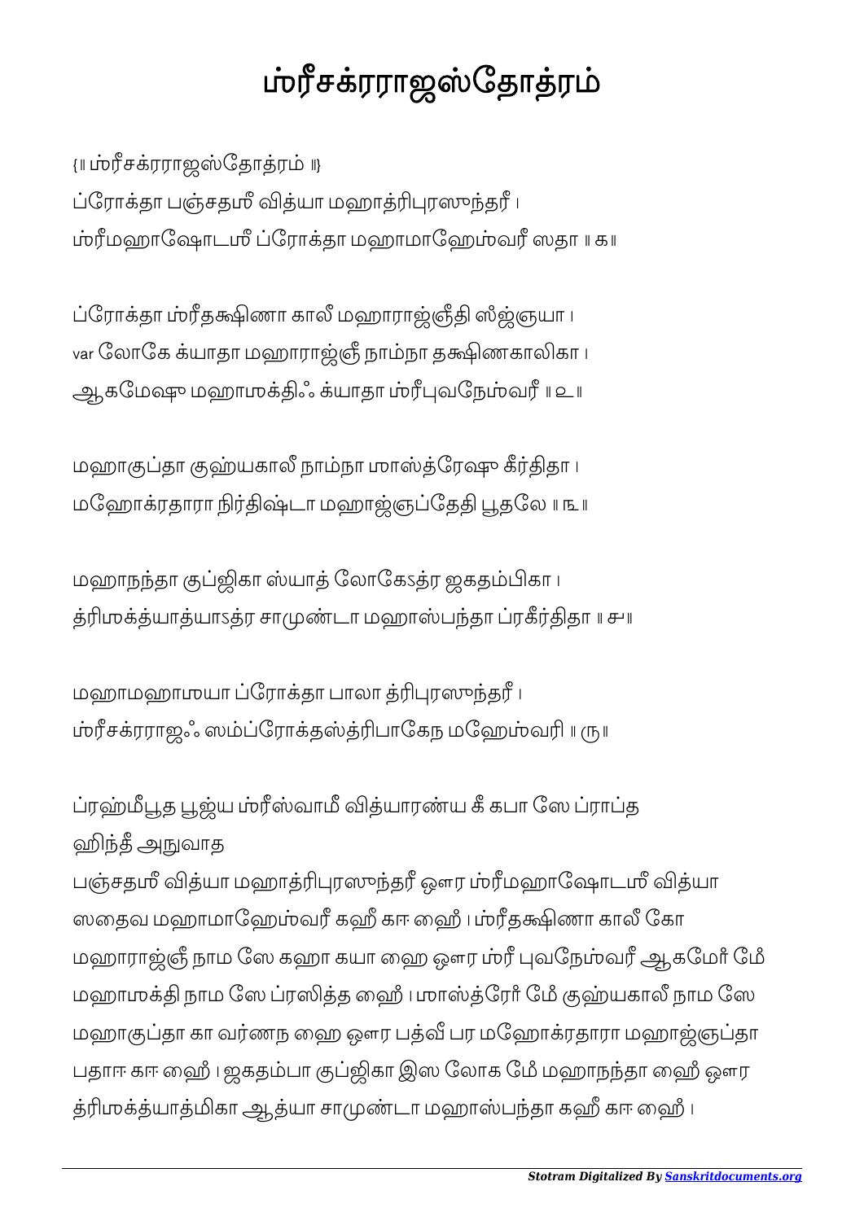# ஶ்ரீசக்ரராஜஸ்தோத்ரம்

{॥ ஶ்ரீசக்ரராஜஸ்தோத்ரம் ॥}

ப்ரோக்தா பஞ்சதஶீ வித்யா மஹாத்ரிபுரஸுந்தரீ ।
ஶ்ரீமஹாஷோடஶீ ப்ரோக்தா மஹாமாஹேஶ்வரீ ஸதா ॥ க॥

ப்ரோக்தா ஶ்ரீதக்ஷிணா காலீ மஹாராஜ்ஞீதி ஸ்ஜ்ஞயா ।
var லோகே க்யாதா மஹாராஜ்ஞீ நாம்நா தக்ஷிணகாலிகா ।
ஆகமேஷு மஹாஶக்திஃ க்யாதா ஶ்ரீபுவநேஶ்வரீ ॥ உ॥

மஹாகுப்தா குஹ்யகாலீ நாம்நா ஶாஸ்த்ரேஷு கீர்திதா ।
மஹோக்ரதாரா நிர்திஷ்டா மஹாஜ்ஞப்தேதி பூதலே ॥ ௩॥

மஹாநந்தா குப்ஜிகா ஸ்யாத் லோகேऽத்ர ஜகதம்பிகா ।
த்ரிஶக்த்யாத்யாऽத்ர சாமுண்டா மஹாஸ்பந்தா ப்ரகீர்திதா ॥ ௪॥

மஹாமஹாஶயா ப்ரோக்தா பாலா த்ரிபுரஸுந்தரீ ।
ஶ்ரீசக்ரராஜஃ ஸம்ப்ரோக்தஸ்த்ரிபாகேந மஹேஶ்வரி ॥ ரு॥

ப்ரஹ்மீபூத பூஜ்ய ஶ்ரீஸ்வாமீ வித்யாரண்ய கீ கபா ஸே ப்ராப்த
ஹிந்தீ அநுவாத
பஞ்சதஶீ வித்யா மஹாத்ரிபுரஸுந்தரீ ஔர ஶ்ரீமஹாஷோடஶீ வித்யா
ஸதைவ மஹாமாஹேஶ்வரீ கஹீ காஈ ஹை । ஶ்ரீதக்ஷிணா காலீ கோ
மஹாராஜ்ஞீ நாம ஸே கஹா கயா ஹை ஔர ஶ்ரீ புவநேஶ்வரீ ஆகமோர் மே
மஹாஶக்தி நாம ஸே ப்ரஸித்த ஹை । ஶாஸ்த்ரோர் மே குஹ்யகாலீ நாம ஸே
மஹாகுப்தா கா வர்ணந ஹை ஔர பத்வீ பர மஹோக்ரதாரா மஹாஜ்ஞப்தா
பதாஈ காஈ ஹை । ஜகதம்பா குப்ஜிகா இஸ லோக மே மஹாநந்தா ஹை ஔர
த்ரிஶக்த்யாத்மிகா ஆத்யா சாமுண்டா மஹாஸ்பந்தா கஹீ காஈ ஹை ।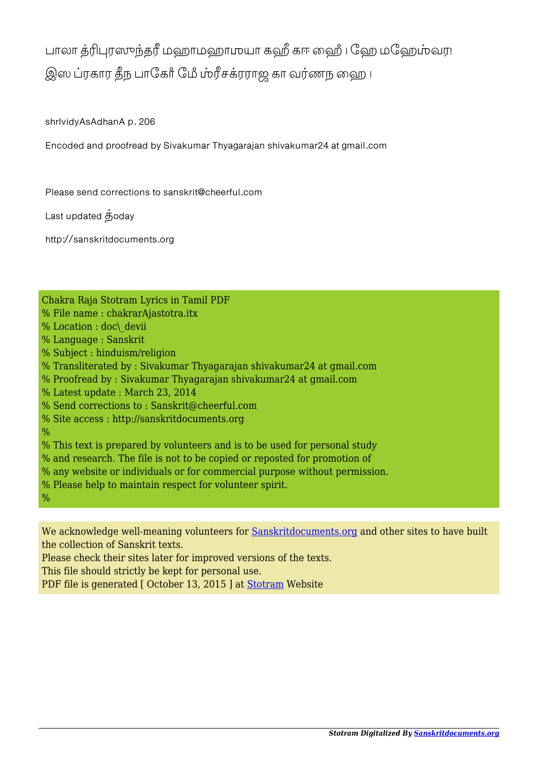பாலா த்ரிபுரஸுந்தரீ மஹாமஹாமயா கஹீ கஈ ஹை் । ஹே மஹேம்வர!
இஸ ப்ரகார தீந பாகேர் மே ம்ரீசக்ரராஜ கா வர்ணந ஹை ।

shrIvidyAsAdhanA p. 206

Encoded and proofread by Sivakumar Thyagarajan shivakumar24 at gmail.com

Please send corrections to sanskrit@cheerful.com

Last updated த்oday

http://sanskritdocuments.org

Chakra Raja Stotram Lyrics in Tamil PDF
% File name : chakrarAjastotra.itx
% Location : doc\_devii
% Language : Sanskrit
% Subject : hinduism/religion
% Transliterated by : Sivakumar Thyagarajan shivakumar24 at gmail.com
% Proofread by : Sivakumar Thyagarajan shivakumar24 at gmail.com
% Latest update : March 23, 2014
% Send corrections to : Sanskrit@cheerful.com
% Site access : http://sanskritdocuments.org
%
% This text is prepared by volunteers and is to be used for personal study
% and research. The file is not to be copied or reposted for promotion of
% any website or individuals or for commercial purpose without permission.
% Please help to maintain respect for volunteer spirit.
%

We acknowledge well-meaning volunteers for Sanskritdocuments.org and other sites to have built the collection of Sanskrit texts.
Please check their sites later for improved versions of the texts.
This file should strictly be kept for personal use.
PDF file is generated [ October 13, 2015 ] at Stotram Website

*Stotram Digitalized By Sanskritdocuments.org*